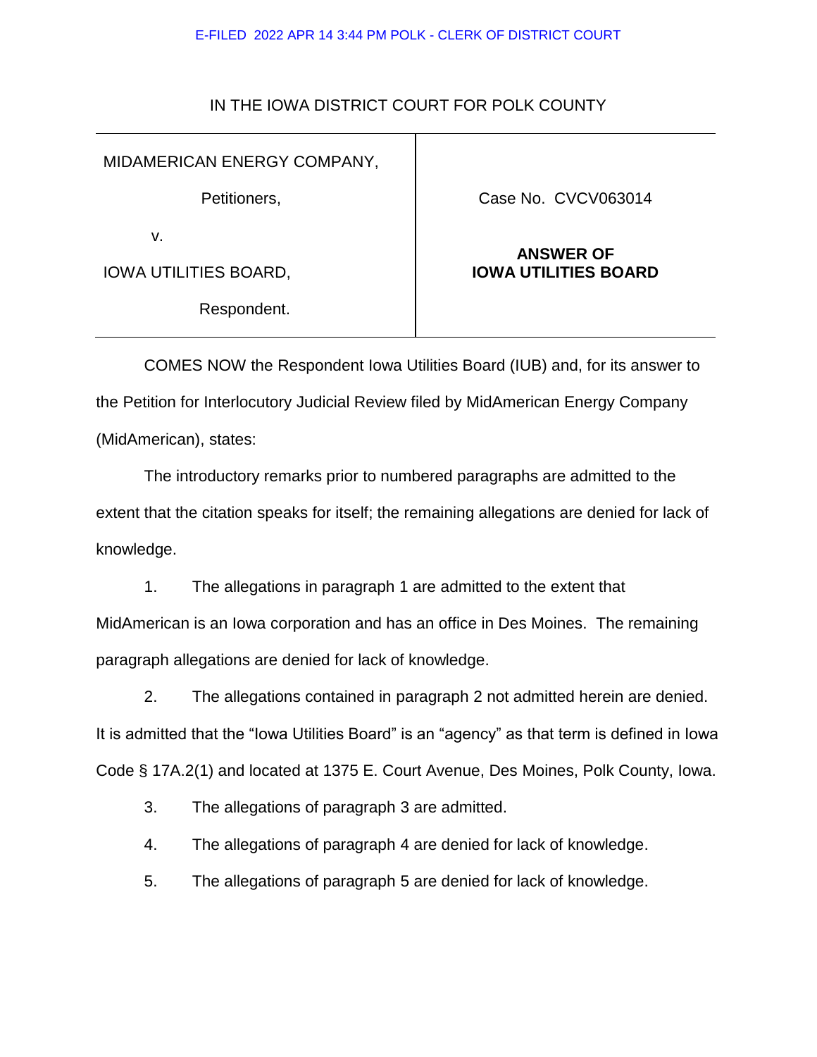E-FILED 2022 APR 14 3:44 PM POLK - CLERK OF DISTRICT COURT

IN THE IOWA DISTRICT COURT FOR POLK COUNTY

| | |
|---|---|
| MIDAMERICAN ENERGY COMPANY,<br><br>Petitioners,<br><br>v.<br><br>IOWA UTILITIES BOARD,<br><br>Respondent. | Case No. CVCV063014<br><br>**ANSWER OF IOWA UTILITIES BOARD** |

COMES NOW the Respondent Iowa Utilities Board (IUB) and, for its answer to the Petition for Interlocutory Judicial Review filed by MidAmerican Energy Company (MidAmerican), states:

The introductory remarks prior to numbered paragraphs are admitted to the extent that the citation speaks for itself; the remaining allegations are denied for lack of knowledge.

1. The allegations in paragraph 1 are admitted to the extent that MidAmerican is an Iowa corporation and has an office in Des Moines. The remaining paragraph allegations are denied for lack of knowledge.

2. The allegations contained in paragraph 2 not admitted herein are denied. It is admitted that the "Iowa Utilities Board" is an "agency" as that term is defined in Iowa Code § 17A.2(1) and located at 1375 E. Court Avenue, Des Moines, Polk County, Iowa.

3. The allegations of paragraph 3 are admitted.

4. The allegations of paragraph 4 are denied for lack of knowledge.

5. The allegations of paragraph 5 are denied for lack of knowledge.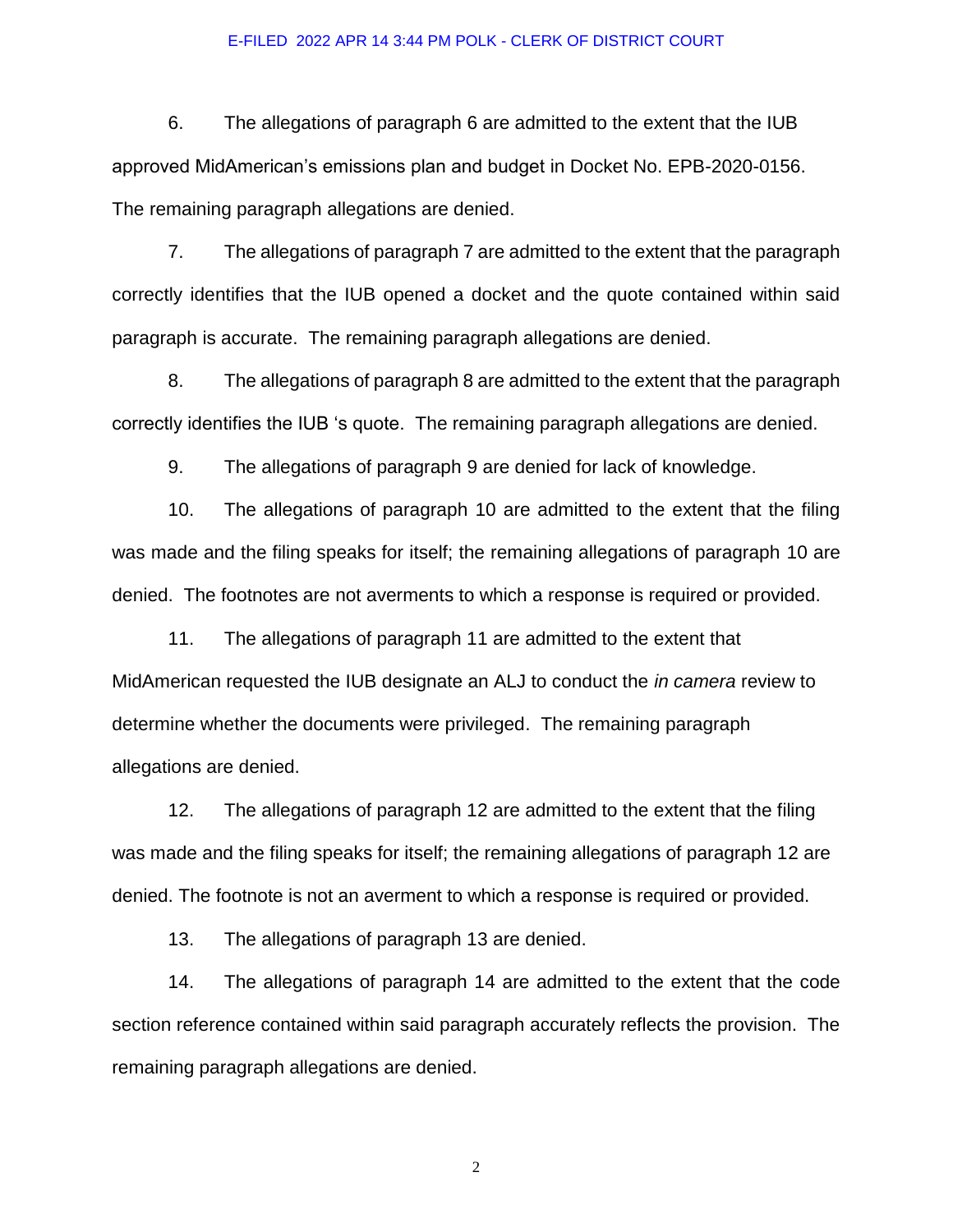6. The allegations of paragraph 6 are admitted to the extent that the IUB approved MidAmerican's emissions plan and budget in Docket No. EPB-2020-0156. The remaining paragraph allegations are denied.

7. The allegations of paragraph 7 are admitted to the extent that the paragraph correctly identifies that the IUB opened a docket and the quote contained within said paragraph is accurate. The remaining paragraph allegations are denied.

8. The allegations of paragraph 8 are admitted to the extent that the paragraph correctly identifies the IUB 's quote. The remaining paragraph allegations are denied.

9. The allegations of paragraph 9 are denied for lack of knowledge.

10. The allegations of paragraph 10 are admitted to the extent that the filing was made and the filing speaks for itself; the remaining allegations of paragraph 10 are denied. The footnotes are not averments to which a response is required or provided.

11. The allegations of paragraph 11 are admitted to the extent that MidAmerican requested the IUB designate an ALJ to conduct the *in camera* review to determine whether the documents were privileged. The remaining paragraph allegations are denied.

12. The allegations of paragraph 12 are admitted to the extent that the filing was made and the filing speaks for itself; the remaining allegations of paragraph 12 are denied. The footnote is not an averment to which a response is required or provided.

13. The allegations of paragraph 13 are denied.

14. The allegations of paragraph 14 are admitted to the extent that the code section reference contained within said paragraph accurately reflects the provision. The remaining paragraph allegations are denied.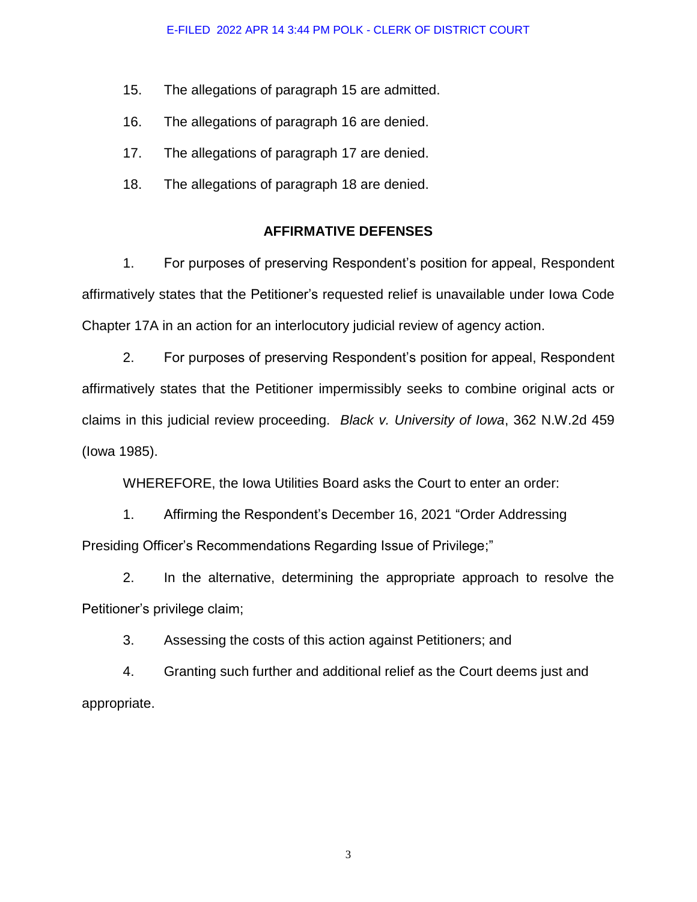15. The allegations of paragraph 15 are admitted.

16. The allegations of paragraph 16 are denied.

17. The allegations of paragraph 17 are denied.

18. The allegations of paragraph 18 are denied.

**AFFIRMATIVE DEFENSES**

1. For purposes of preserving Respondent's position for appeal, Respondent affirmatively states that the Petitioner's requested relief is unavailable under Iowa Code Chapter 17A in an action for an interlocutory judicial review of agency action.

2. For purposes of preserving Respondent's position for appeal, Respondent affirmatively states that the Petitioner impermissibly seeks to combine original acts or claims in this judicial review proceeding. *Black v. University of Iowa*, 362 N.W.2d 459 (Iowa 1985).

WHEREFORE, the Iowa Utilities Board asks the Court to enter an order:

1. Affirming the Respondent's December 16, 2021 "Order Addressing Presiding Officer's Recommendations Regarding Issue of Privilege;"

2. In the alternative, determining the appropriate approach to resolve the Petitioner's privilege claim;

3. Assessing the costs of this action against Petitioners; and

4. Granting such further and additional relief as the Court deems just and appropriate.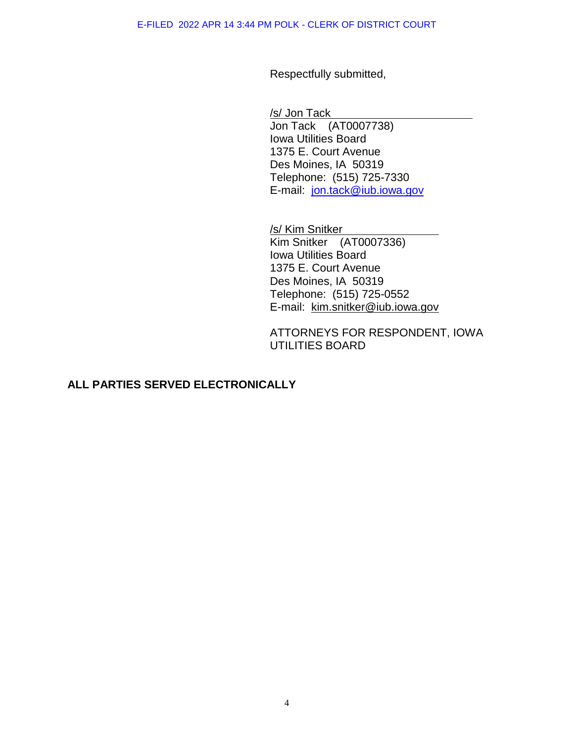Respectfully submitted,

/s/ Jon Tack
Jon Tack (AT0007738)
Iowa Utilities Board
1375 E. Court Avenue
Des Moines, IA 50319
Telephone: (515) 725-7330
E-mail: jon.tack@iub.iowa.gov

/s/ Kim Snitker
Kim Snitker (AT0007336)
Iowa Utilities Board
1375 E. Court Avenue
Des Moines, IA 50319
Telephone: (515) 725-0552
E-mail: kim.snitker@iub.iowa.gov

ATTORNEYS FOR RESPONDENT, IOWA UTILITIES BOARD

**ALL PARTIES SERVED ELECTRONICALLY**